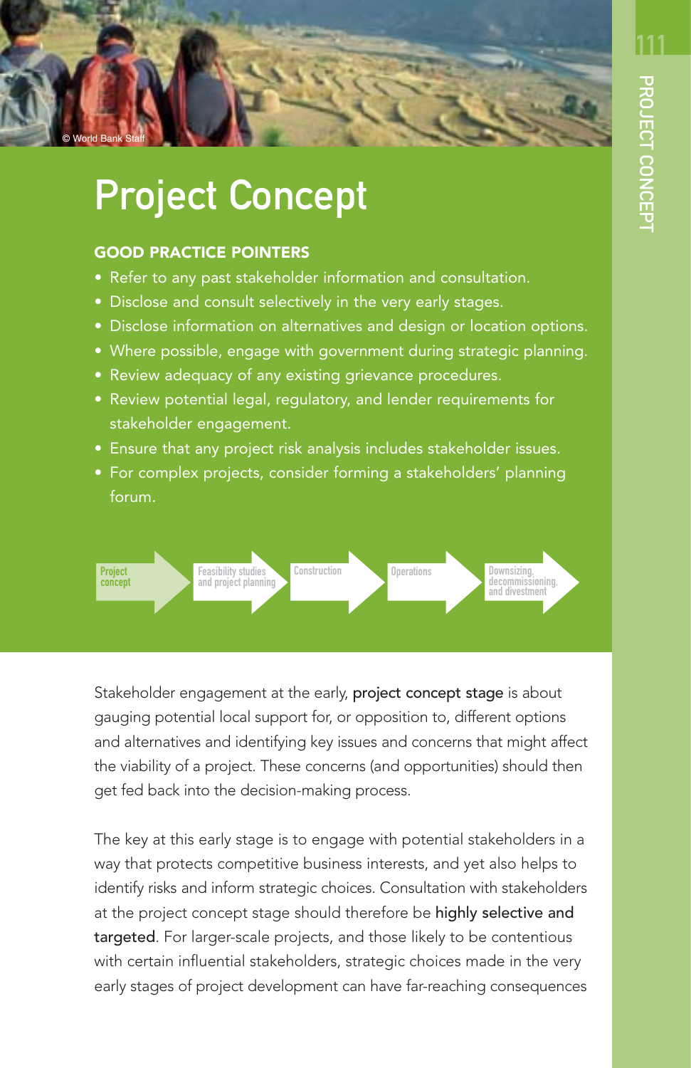# Project Concept

## GOOD PRACTICE POINTERS

- Refer to any past stakeholder information and consultation.
- Disclose and consult selectively in the very early stages.
- Disclose information on alternatives and design or location options.
- Where possible, engage with government during strategic planning.
- Review adequacy of any existing grievance procedures.
- Review potential legal, regulatory, and lender requirements for stakeholder engagement.
- Ensure that any project risk analysis includes stakeholder issues.
- For complex projects, consider forming a stakeholders' planning forum.

Project concept → Feasibility studies and project planning → Construction → Operations → Downsizing, decommissioning, and divestment

Stakeholder engagement at the early, project concept stage is about gauging potential local support for, or opposition to, different options and alternatives and identifying key issues and concerns that might affect the viability of a project. These concerns (and opportunities) should then get fed back into the decision-making process.

The key at this early stage is to engage with potential stakeholders in a way that protects competitive business interests, and yet also helps to identify risks and inform strategic choices. Consultation with stakeholders at the project concept stage should therefore be highly selective and targeted. For larger-scale projects, and those likely to be contentious with certain influential stakeholders, strategic choices made in the very early stages of project development can have far-reaching consequences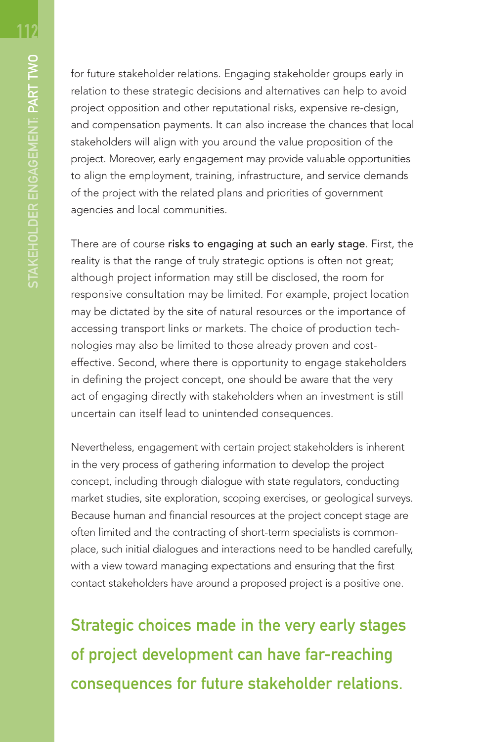for future stakeholder relations. Engaging stakeholder groups early in relation to these strategic decisions and alternatives can help to avoid project opposition and other reputational risks, expensive re-design, and compensation payments. It can also increase the chances that local stakeholders will align with you around the value proposition of the project. Moreover, early engagement may provide valuable opportunities to align the employment, training, infrastructure, and service demands of the project with the related plans and priorities of government agencies and local communities.

There are of course **risks to engaging at such an early stage**. First, the reality is that the range of truly strategic options is often not great; although project information may still be disclosed, the room for responsive consultation may be limited. For example, project location may be dictated by the site of natural resources or the importance of accessing transport links or markets. The choice of production technologies may also be limited to those already proven and cost-effective. Second, where there is opportunity to engage stakeholders in defining the project concept, one should be aware that the very act of engaging directly with stakeholders when an investment is still uncertain can itself lead to unintended consequences.

Nevertheless, engagement with certain project stakeholders is inherent in the very process of gathering information to develop the project concept, including through dialogue with state regulators, conducting market studies, site exploration, scoping exercises, or geological surveys. Because human and financial resources at the project concept stage are often limited and the contracting of short-term specialists is commonplace, such initial dialogues and interactions need to be handled carefully, with a view toward managing expectations and ensuring that the first contact stakeholders have around a proposed project is a positive one.

**Strategic choices made in the very early stages of project development can have far-reaching consequences for future stakeholder relations.**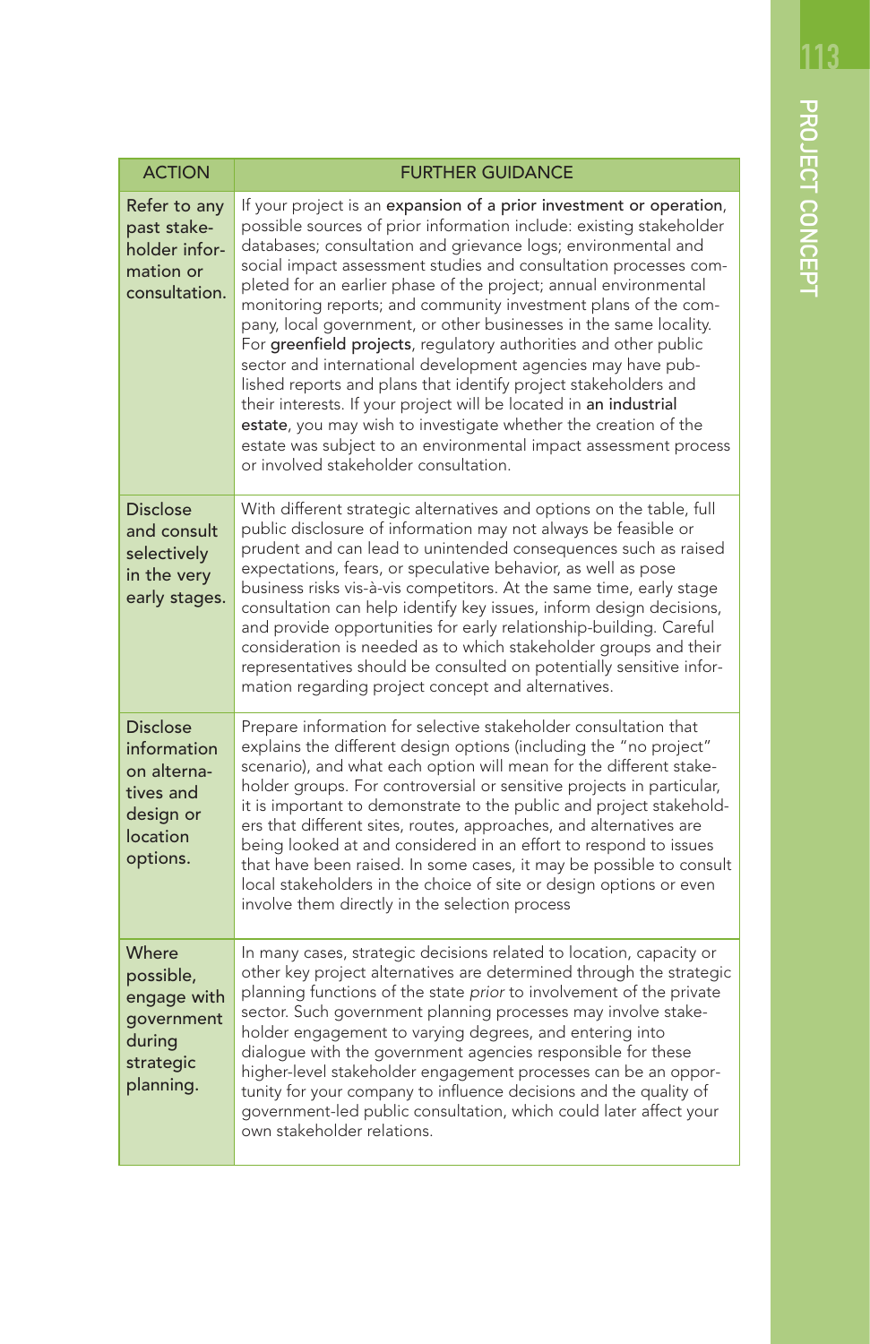| ACTION | FURTHER GUIDANCE |
|---|---|
| Refer to any past stakeholder information or consultation. | If your project is an **expansion of a prior investment or operation**, possible sources of prior information include: existing stakeholder databases; consultation and grievance logs; environmental and social impact assessment studies and consultation processes completed for an earlier phase of the project; annual environmental monitoring reports; and community investment plans of the company, local government, or other businesses in the same locality. For **greenfield projects**, regulatory authorities and other public sector and international development agencies may have published reports and plans that identify project stakeholders and their interests. If your project will be located in **an industrial estate**, you may wish to investigate whether the creation of the estate was subject to an environmental impact assessment process or involved stakeholder consultation. |
| Disclose and consult selectively in the very early stages. | With different strategic alternatives and options on the table, full public disclosure of information may not always be feasible or prudent and can lead to unintended consequences such as raised expectations, fears, or speculative behavior, as well as pose business risks vis-à-vis competitors. At the same time, early stage consultation can help identify key issues, inform design decisions, and provide opportunities for early relationship-building. Careful consideration is needed as to which stakeholder groups and their representatives should be consulted on potentially sensitive information regarding project concept and alternatives. |
| Disclose information on alternatives and design or location options. | Prepare information for selective stakeholder consultation that explains the different design options (including the "no project" scenario), and what each option will mean for the different stakeholder groups. For controversial or sensitive projects in particular, it is important to demonstrate to the public and project stakeholders that different sites, routes, approaches, and alternatives are being looked at and considered in an effort to respond to issues that have been raised. In some cases, it may be possible to consult local stakeholders in the choice of site or design options or even involve them directly in the selection process |
| Where possible, engage with government during strategic planning. | In many cases, strategic decisions related to location, capacity or other key project alternatives are determined through the strategic planning functions of the state *prior* to involvement of the private sector. Such government planning processes may involve stakeholder engagement to varying degrees, and entering into dialogue with the government agencies responsible for these higher-level stakeholder engagement processes can be an opportunity for your company to influence decisions and the quality of government-led public consultation, which could later affect your own stakeholder relations. |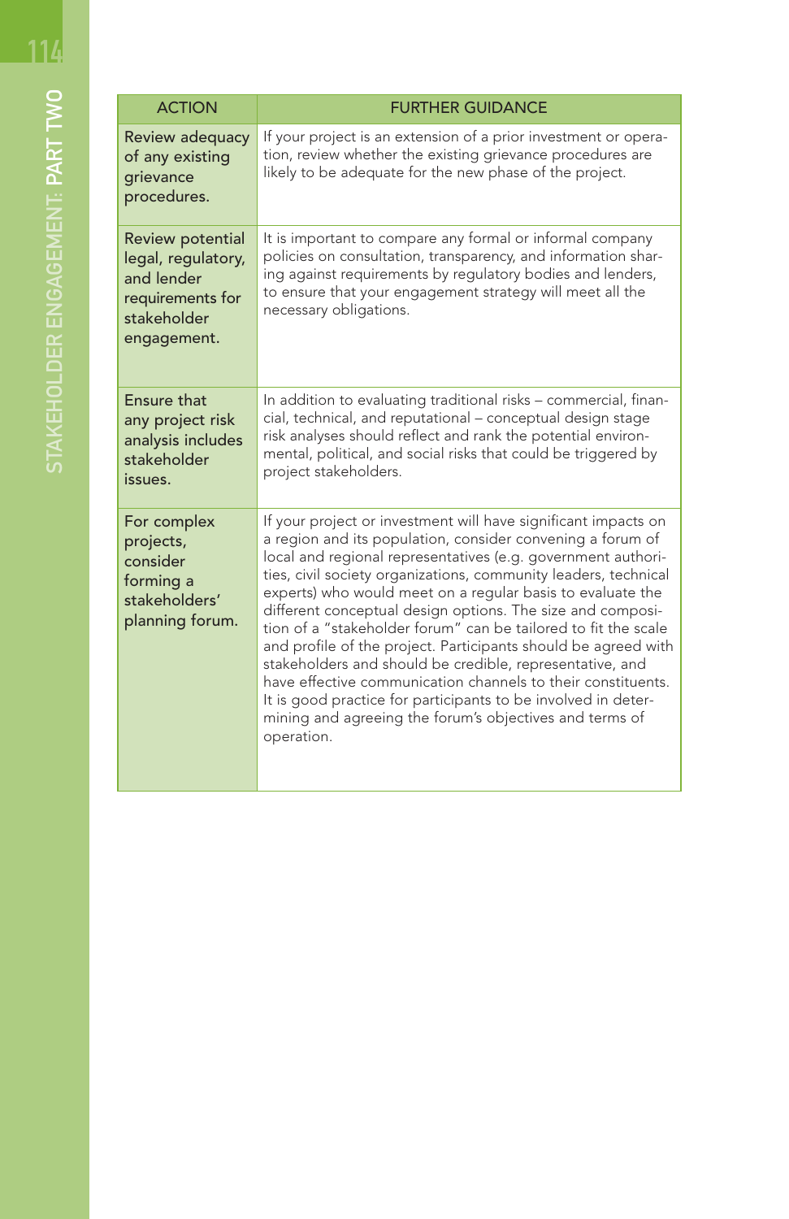| ACTION | FURTHER GUIDANCE |
|---|---|
| Review adequacy of any existing grievance procedures. | If your project is an extension of a prior investment or operation, review whether the existing grievance procedures are likely to be adequate for the new phase of the project. |
| Review potential legal, regulatory, and lender requirements for stakeholder engagement. | It is important to compare any formal or informal company policies on consultation, transparency, and information sharing against requirements by regulatory bodies and lenders, to ensure that your engagement strategy will meet all the necessary obligations. |
| Ensure that any project risk analysis includes stakeholder issues. | In addition to evaluating traditional risks – commercial, financial, technical, and reputational – conceptual design stage risk analyses should reflect and rank the potential environmental, political, and social risks that could be triggered by project stakeholders. |
| For complex projects, consider forming a stakeholders' planning forum. | If your project or investment will have significant impacts on a region and its population, consider convening a forum of local and regional representatives (e.g. government authorities, civil society organizations, community leaders, technical experts) who would meet on a regular basis to evaluate the different conceptual design options. The size and composition of a "stakeholder forum" can be tailored to fit the scale and profile of the project. Participants should be agreed with stakeholders and should be credible, representative, and have effective communication channels to their constituents. It is good practice for participants to be involved in determining and agreeing the forum's objectives and terms of operation. |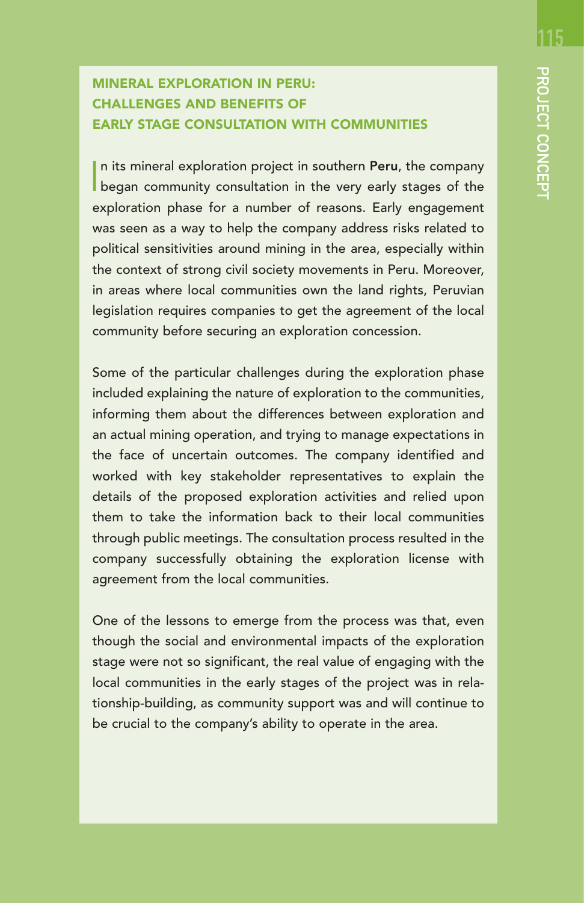### MINERAL EXPLORATION IN PERU: CHALLENGES AND BENEFITS OF EARLY STAGE CONSULTATION WITH COMMUNITIES

In its mineral exploration project in southern **Peru**, the company began community consultation in the very early stages of the exploration phase for a number of reasons. Early engagement was seen as a way to help the company address risks related to political sensitivities around mining in the area, especially within the context of strong civil society movements in Peru. Moreover, in areas where local communities own the land rights, Peruvian legislation requires companies to get the agreement of the local community before securing an exploration concession.

Some of the particular challenges during the exploration phase included explaining the nature of exploration to the communities, informing them about the differences between exploration and an actual mining operation, and trying to manage expectations in the face of uncertain outcomes. The company identified and worked with key stakeholder representatives to explain the details of the proposed exploration activities and relied upon them to take the information back to their local communities through public meetings. The consultation process resulted in the company successfully obtaining the exploration license with agreement from the local communities.

One of the lessons to emerge from the process was that, even though the social and environmental impacts of the exploration stage were not so significant, the real value of engaging with the local communities in the early stages of the project was in relationship-building, as community support was and will continue to be crucial to the company's ability to operate in the area.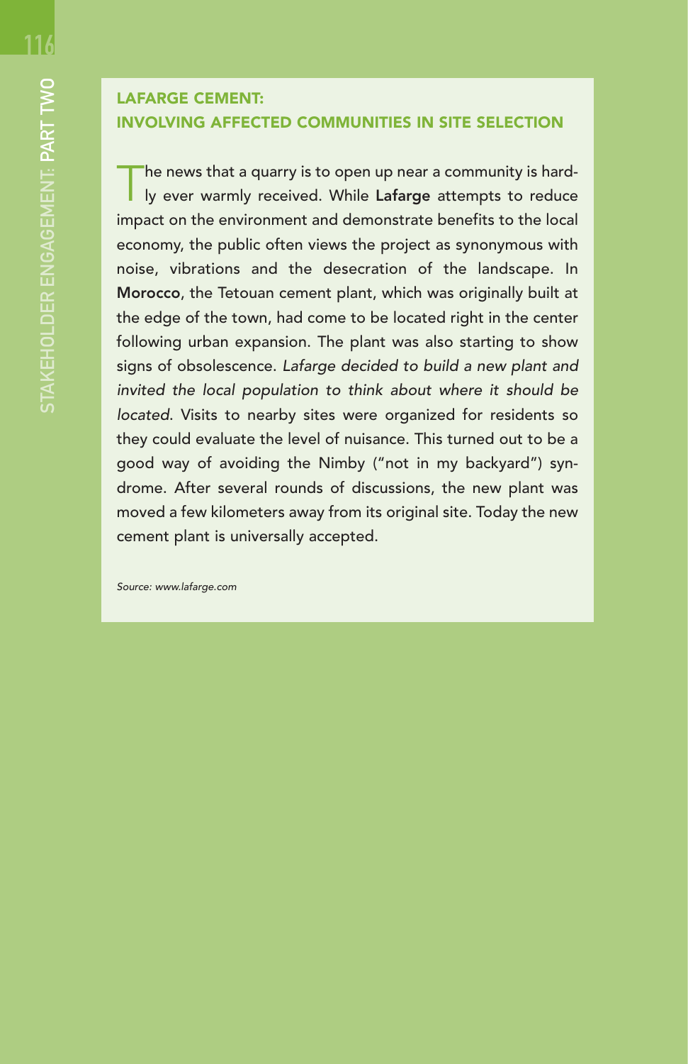## LAFARGE CEMENT: INVOLVING AFFECTED COMMUNITIES IN SITE SELECTION

The news that a quarry is to open up near a community is hardly ever warmly received. While **Lafarge** attempts to reduce impact on the environment and demonstrate benefits to the local economy, the public often views the project as synonymous with noise, vibrations and the desecration of the landscape. In **Morocco**, the Tetouan cement plant, which was originally built at the edge of the town, had come to be located right in the center following urban expansion. The plant was also starting to show signs of obsolescence. *Lafarge decided to build a new plant and invited the local population to think about where it should be located.* Visits to nearby sites were organized for residents so they could evaluate the level of nuisance. This turned out to be a good way of avoiding the Nimby ("not in my backyard") syndrome. After several rounds of discussions, the new plant was moved a few kilometers away from its original site. Today the new cement plant is universally accepted.

*Source: www.lafarge.com*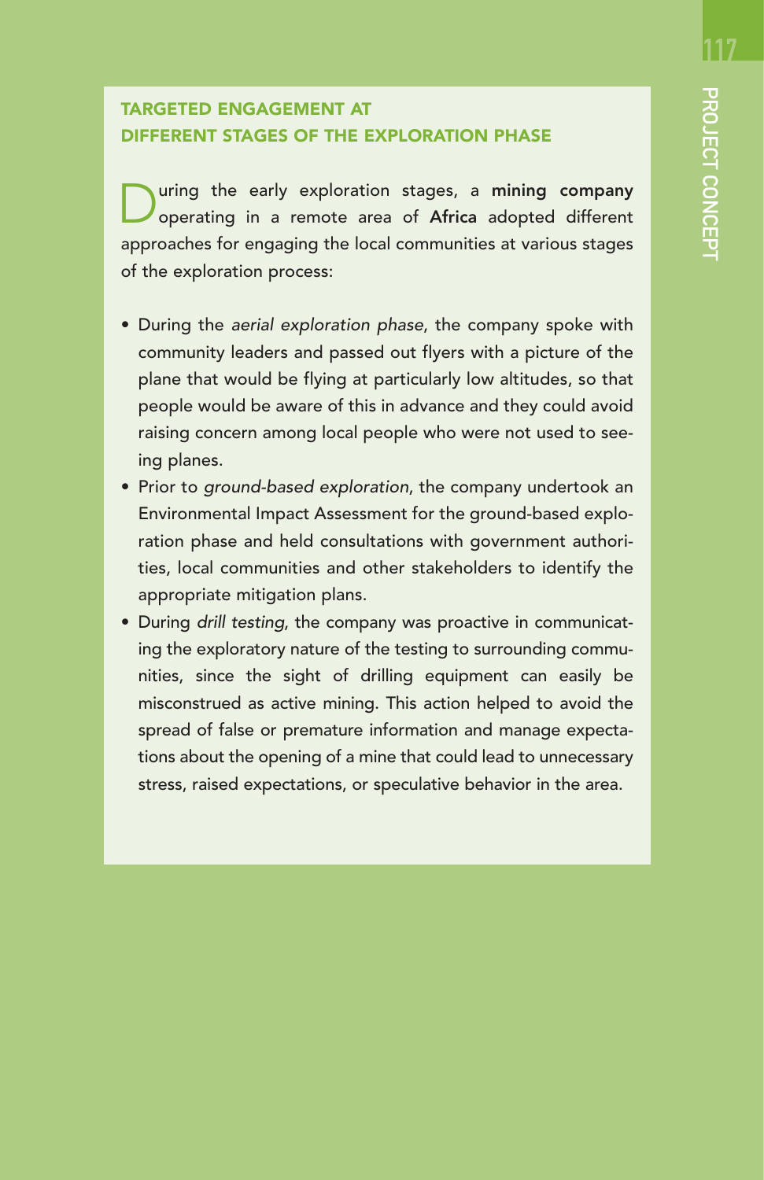## TARGETED ENGAGEMENT AT DIFFERENT STAGES OF THE EXPLORATION PHASE

During the early exploration stages, a **mining company** operating in a remote area of **Africa** adopted different approaches for engaging the local communities at various stages of the exploration process:

- During the *aerial exploration phase*, the company spoke with community leaders and passed out flyers with a picture of the plane that would be flying at particularly low altitudes, so that people would be aware of this in advance and they could avoid raising concern among local people who were not used to seeing planes.
- Prior to *ground-based exploration*, the company undertook an Environmental Impact Assessment for the ground-based exploration phase and held consultations with government authorities, local communities and other stakeholders to identify the appropriate mitigation plans.
- During *drill testing*, the company was proactive in communicating the exploratory nature of the testing to surrounding communities, since the sight of drilling equipment can easily be misconstrued as active mining. This action helped to avoid the spread of false or premature information and manage expectations about the opening of a mine that could lead to unnecessary stress, raised expectations, or speculative behavior in the area.